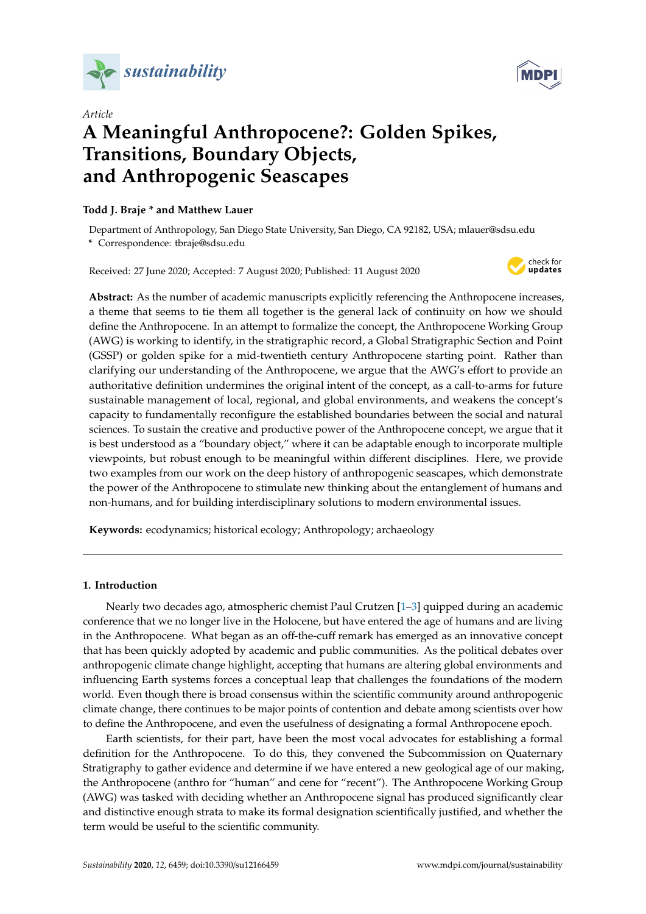*Article*

# A Meaningful Anthropocene?: Golden Spikes, Transitions, Boundary Objects, and Anthropogenic Seascapes

**Todd J. Braje * and Matthew Lauer**

Department of Anthropology, San Diego State University, San Diego, CA 92182, USA; mlauer@sdsu.edu
* Correspondence: tbraje@sdsu.edu

Received: 27 June 2020; Accepted: 7 August 2020; Published: 11 August 2020

**Abstract:** As the number of academic manuscripts explicitly referencing the Anthropocene increases, a theme that seems to tie them all together is the general lack of continuity on how we should define the Anthropocene. In an attempt to formalize the concept, the Anthropocene Working Group (AWG) is working to identify, in the stratigraphic record, a Global Stratigraphic Section and Point (GSSP) or golden spike for a mid-twentieth century Anthropocene starting point. Rather than clarifying our understanding of the Anthropocene, we argue that the AWG's effort to provide an authoritative definition undermines the original intent of the concept, as a call-to-arms for future sustainable management of local, regional, and global environments, and weakens the concept's capacity to fundamentally reconfigure the established boundaries between the social and natural sciences. To sustain the creative and productive power of the Anthropocene concept, we argue that it is best understood as a "boundary object," where it can be adaptable enough to incorporate multiple viewpoints, but robust enough to be meaningful within different disciplines. Here, we provide two examples from our work on the deep history of anthropogenic seascapes, which demonstrate the power of the Anthropocene to stimulate new thinking about the entanglement of humans and non-humans, and for building interdisciplinary solutions to modern environmental issues.

**Keywords:** ecodynamics; historical ecology; Anthropology; archaeology

## 1. Introduction

Nearly two decades ago, atmospheric chemist Paul Crutzen [1–3] quipped during an academic conference that we no longer live in the Holocene, but have entered the age of humans and are living in the Anthropocene. What began as an off-the-cuff remark has emerged as an innovative concept that has been quickly adopted by academic and public communities. As the political debates over anthropogenic climate change highlight, accepting that humans are altering global environments and influencing Earth systems forces a conceptual leap that challenges the foundations of the modern world. Even though there is broad consensus within the scientific community around anthropogenic climate change, there continues to be major points of contention and debate among scientists over how to define the Anthropocene, and even the usefulness of designating a formal Anthropocene epoch.

Earth scientists, for their part, have been the most vocal advocates for establishing a formal definition for the Anthropocene. To do this, they convened the Subcommission on Quaternary Stratigraphy to gather evidence and determine if we have entered a new geological age of our making, the Anthropocene (anthro for "human" and cene for "recent"). The Anthropocene Working Group (AWG) was tasked with deciding whether an Anthropocene signal has produced significantly clear and distinctive enough strata to make its formal designation scientifically justified, and whether the term would be useful to the scientific community.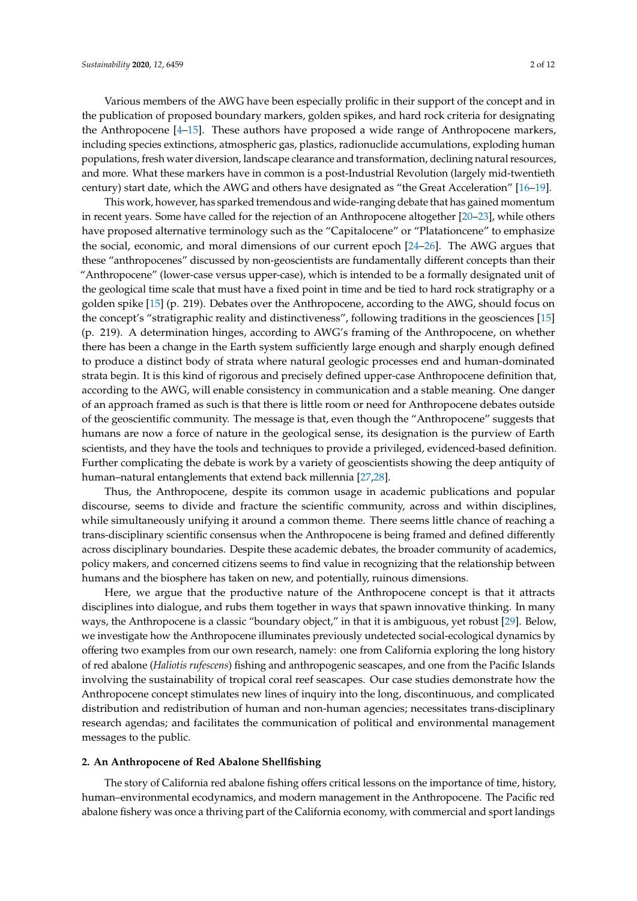Various members of the AWG have been especially prolific in their support of the concept and in the publication of proposed boundary markers, golden spikes, and hard rock criteria for designating the Anthropocene [4–15]. These authors have proposed a wide range of Anthropocene markers, including species extinctions, atmospheric gas, plastics, radionuclide accumulations, exploding human populations, fresh water diversion, landscape clearance and transformation, declining natural resources, and more. What these markers have in common is a post-Industrial Revolution (largely mid-twentieth century) start date, which the AWG and others have designated as "the Great Acceleration" [16–19].

This work, however, has sparked tremendous and wide-ranging debate that has gained momentum in recent years. Some have called for the rejection of an Anthropocene altogether [20–23], while others have proposed alternative terminology such as the "Capitalocene" or "Platationcene" to emphasize the social, economic, and moral dimensions of our current epoch [24–26]. The AWG argues that these "anthropocenes" discussed by non-geoscientists are fundamentally different concepts than their "Anthropocene" (lower-case versus upper-case), which is intended to be a formally designated unit of the geological time scale that must have a fixed point in time and be tied to hard rock stratigraphy or a golden spike [15] (p. 219). Debates over the Anthropocene, according to the AWG, should focus on the concept's "stratigraphic reality and distinctiveness", following traditions in the geosciences [15] (p. 219). A determination hinges, according to AWG's framing of the Anthropocene, on whether there has been a change in the Earth system sufficiently large enough and sharply enough defined to produce a distinct body of strata where natural geologic processes end and human-dominated strata begin. It is this kind of rigorous and precisely defined upper-case Anthropocene definition that, according to the AWG, will enable consistency in communication and a stable meaning. One danger of an approach framed as such is that there is little room or need for Anthropocene debates outside of the geoscientific community. The message is that, even though the "Anthropocene" suggests that humans are now a force of nature in the geological sense, its designation is the purview of Earth scientists, and they have the tools and techniques to provide a privileged, evidenced-based definition. Further complicating the debate is work by a variety of geoscientists showing the deep antiquity of human–natural entanglements that extend back millennia [27,28].

Thus, the Anthropocene, despite its common usage in academic publications and popular discourse, seems to divide and fracture the scientific community, across and within disciplines, while simultaneously unifying it around a common theme. There seems little chance of reaching a trans-disciplinary scientific consensus when the Anthropocene is being framed and defined differently across disciplinary boundaries. Despite these academic debates, the broader community of academics, policy makers, and concerned citizens seems to find value in recognizing that the relationship between humans and the biosphere has taken on new, and potentially, ruinous dimensions.

Here, we argue that the productive nature of the Anthropocene concept is that it attracts disciplines into dialogue, and rubs them together in ways that spawn innovative thinking. In many ways, the Anthropocene is a classic "boundary object," in that it is ambiguous, yet robust [29]. Below, we investigate how the Anthropocene illuminates previously undetected social-ecological dynamics by offering two examples from our own research, namely: one from California exploring the long history of red abalone (*Haliotis rufescens*) fishing and anthropogenic seascapes, and one from the Pacific Islands involving the sustainability of tropical coral reef seascapes. Our case studies demonstrate how the Anthropocene concept stimulates new lines of inquiry into the long, discontinuous, and complicated distribution and redistribution of human and non-human agencies; necessitates trans-disciplinary research agendas; and facilitates the communication of political and environmental management messages to the public.

## 2. An Anthropocene of Red Abalone Shellfishing

The story of California red abalone fishing offers critical lessons on the importance of time, history, human–environmental ecodynamics, and modern management in the Anthropocene. The Pacific red abalone fishery was once a thriving part of the California economy, with commercial and sport landings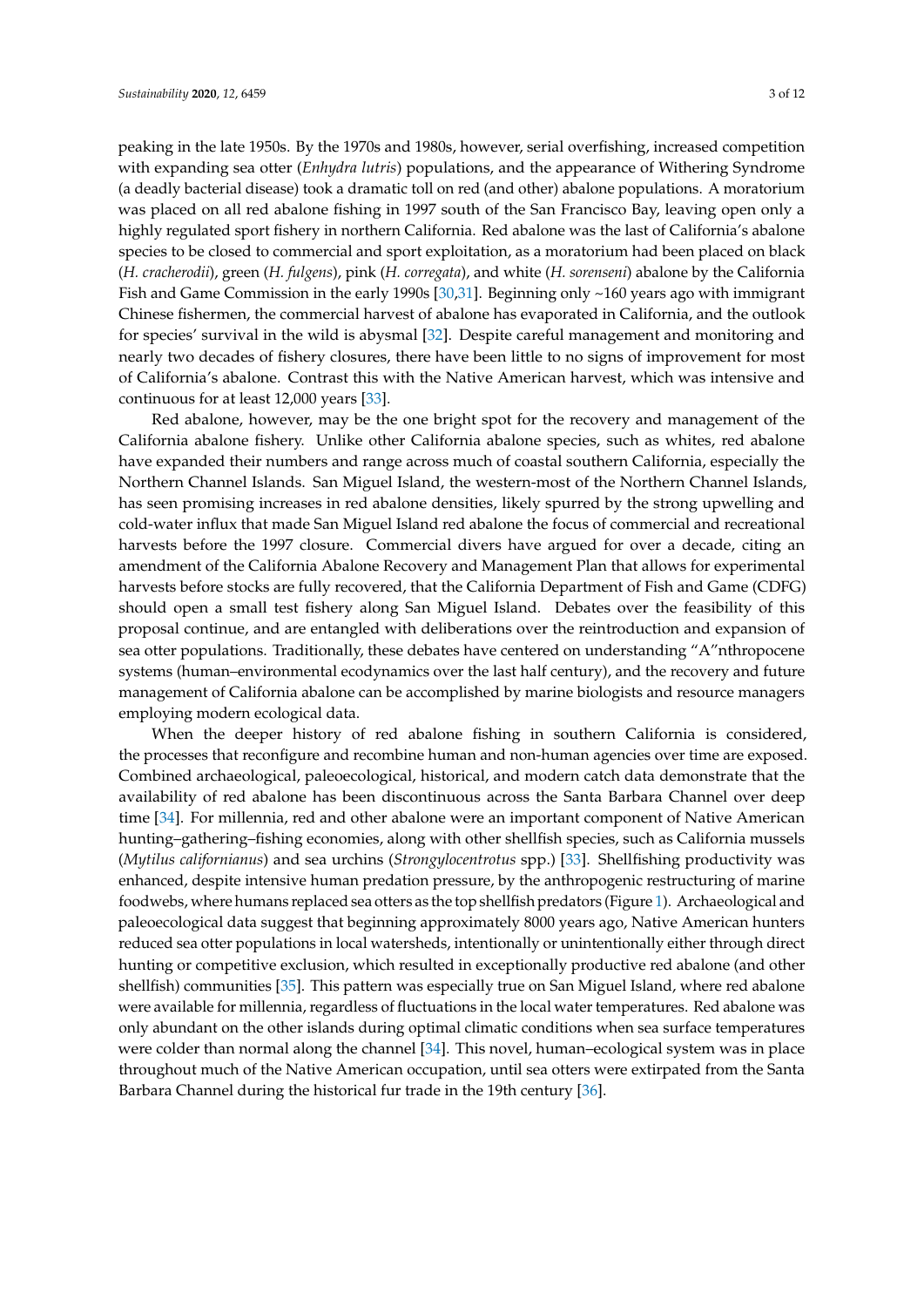peaking in the late 1950s. By the 1970s and 1980s, however, serial overfishing, increased competition with expanding sea otter (*Enhydra lutris*) populations, and the appearance of Withering Syndrome (a deadly bacterial disease) took a dramatic toll on red (and other) abalone populations. A moratorium was placed on all red abalone fishing in 1997 south of the San Francisco Bay, leaving open only a highly regulated sport fishery in northern California. Red abalone was the last of California's abalone species to be closed to commercial and sport exploitation, as a moratorium had been placed on black (*H. cracherodii*), green (*H. fulgens*), pink (*H. corregata*), and white (*H. sorenseni*) abalone by the California Fish and Game Commission in the early 1990s [30,31]. Beginning only ~160 years ago with immigrant Chinese fishermen, the commercial harvest of abalone has evaporated in California, and the outlook for species' survival in the wild is abysmal [32]. Despite careful management and monitoring and nearly two decades of fishery closures, there have been little to no signs of improvement for most of California's abalone. Contrast this with the Native American harvest, which was intensive and continuous for at least 12,000 years [33].

Red abalone, however, may be the one bright spot for the recovery and management of the California abalone fishery. Unlike other California abalone species, such as whites, red abalone have expanded their numbers and range across much of coastal southern California, especially the Northern Channel Islands. San Miguel Island, the western-most of the Northern Channel Islands, has seen promising increases in red abalone densities, likely spurred by the strong upwelling and cold-water influx that made San Miguel Island red abalone the focus of commercial and recreational harvests before the 1997 closure. Commercial divers have argued for over a decade, citing an amendment of the California Abalone Recovery and Management Plan that allows for experimental harvests before stocks are fully recovered, that the California Department of Fish and Game (CDFG) should open a small test fishery along San Miguel Island. Debates over the feasibility of this proposal continue, and are entangled with deliberations over the reintroduction and expansion of sea otter populations. Traditionally, these debates have centered on understanding "A"nthropocene systems (human–environmental ecodynamics over the last half century), and the recovery and future management of California abalone can be accomplished by marine biologists and resource managers employing modern ecological data.

When the deeper history of red abalone fishing in southern California is considered, the processes that reconfigure and recombine human and non-human agencies over time are exposed. Combined archaeological, paleoecological, historical, and modern catch data demonstrate that the availability of red abalone has been discontinuous across the Santa Barbara Channel over deep time [34]. For millennia, red and other abalone were an important component of Native American hunting–gathering–fishing economies, along with other shellfish species, such as California mussels (*Mytilus californianus*) and sea urchins (*Strongylocentrotus* spp.) [33]. Shellfishing productivity was enhanced, despite intensive human predation pressure, by the anthropogenic restructuring of marine foodwebs, where humans replaced sea otters as the top shellfish predators (Figure 1). Archaeological and paleoecological data suggest that beginning approximately 8000 years ago, Native American hunters reduced sea otter populations in local watersheds, intentionally or unintentionally either through direct hunting or competitive exclusion, which resulted in exceptionally productive red abalone (and other shellfish) communities [35]. This pattern was especially true on San Miguel Island, where red abalone were available for millennia, regardless of fluctuations in the local water temperatures. Red abalone was only abundant on the other islands during optimal climatic conditions when sea surface temperatures were colder than normal along the channel [34]. This novel, human–ecological system was in place throughout much of the Native American occupation, until sea otters were extirpated from the Santa Barbara Channel during the historical fur trade in the 19th century [36].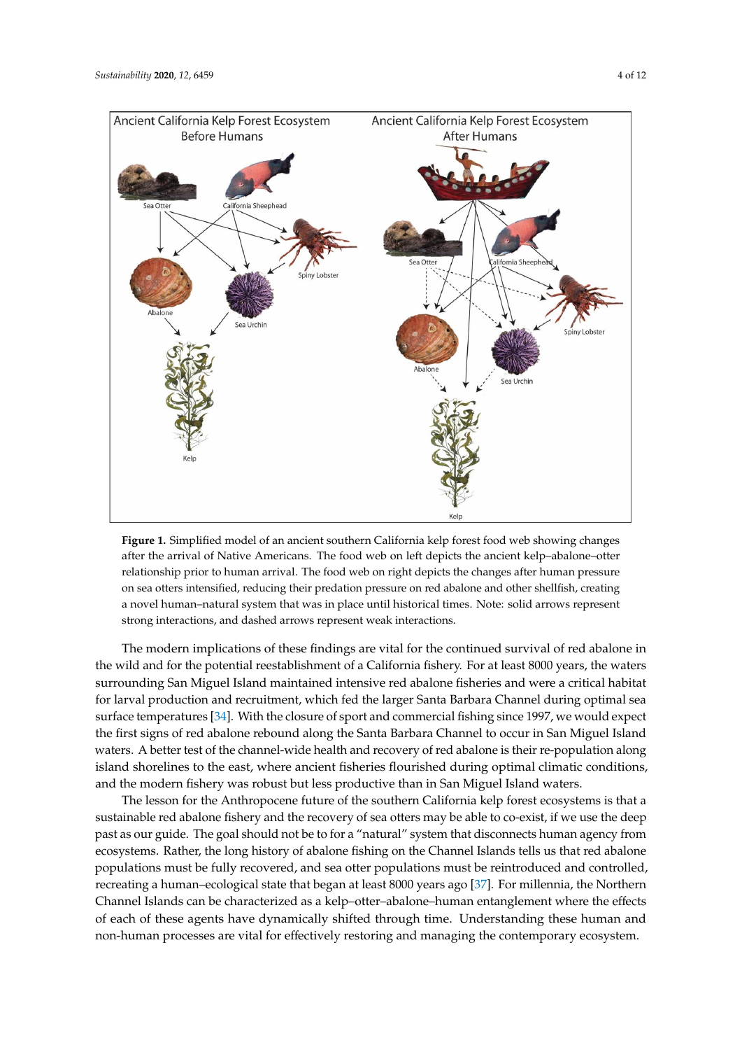**Figure 1.** Simplified model of an ancient southern California kelp forest food web showing changes after the arrival of Native Americans. The food web on left depicts the ancient kelp–abalone–otter relationship prior to human arrival. The food web on right depicts the changes after human pressure on sea otters intensified, reducing their predation pressure on red abalone and other shellfish, creating a novel human–natural system that was in place until historical times. Note: solid arrows represent strong interactions, and dashed arrows represent weak interactions.

The modern implications of these findings are vital for the continued survival of red abalone in the wild and for the potential reestablishment of a California fishery. For at least 8000 years, the waters surrounding San Miguel Island maintained intensive red abalone fisheries and were a critical habitat for larval production and recruitment, which fed the larger Santa Barbara Channel during optimal sea surface temperatures [34]. With the closure of sport and commercial fishing since 1997, we would expect the first signs of red abalone rebound along the Santa Barbara Channel to occur in San Miguel Island waters. A better test of the channel-wide health and recovery of red abalone is their re-population along island shorelines to the east, where ancient fisheries flourished during optimal climatic conditions, and the modern fishery was robust but less productive than in San Miguel Island waters.

The lesson for the Anthropocene future of the southern California kelp forest ecosystems is that a sustainable red abalone fishery and the recovery of sea otters may be able to co-exist, if we use the deep past as our guide. The goal should not be to for a "natural" system that disconnects human agency from ecosystems. Rather, the long history of abalone fishing on the Channel Islands tells us that red abalone populations must be fully recovered, and sea otter populations must be reintroduced and controlled, recreating a human–ecological state that began at least 8000 years ago [37]. For millennia, the Northern Channel Islands can be characterized as a kelp–otter–abalone–human entanglement where the effects of each of these agents have dynamically shifted through time. Understanding these human and non-human processes are vital for effectively restoring and managing the contemporary ecosystem.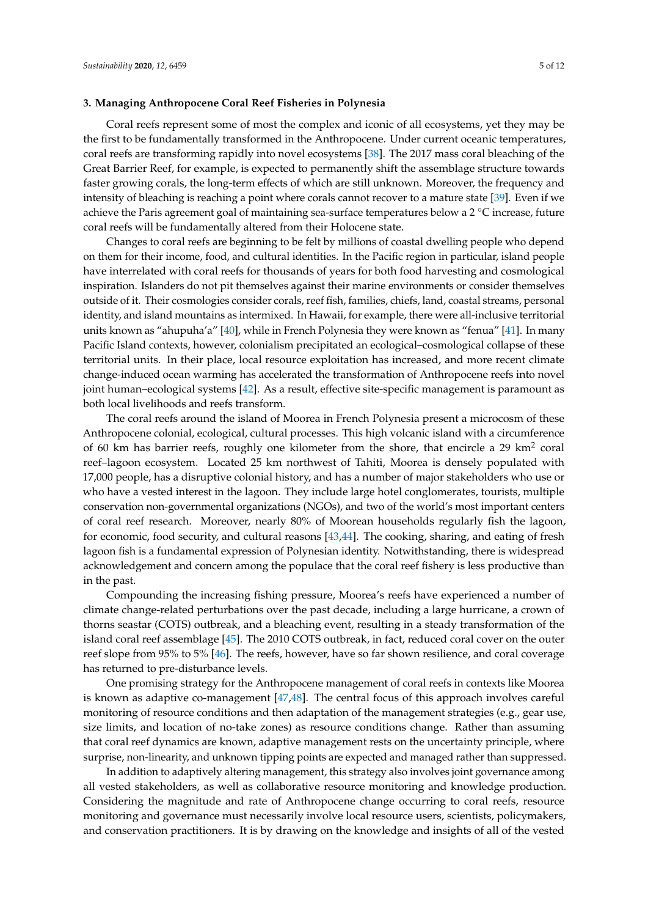## 3. Managing Anthropocene Coral Reef Fisheries in Polynesia

Coral reefs represent some of most the complex and iconic of all ecosystems, yet they may be the first to be fundamentally transformed in the Anthropocene. Under current oceanic temperatures, coral reefs are transforming rapidly into novel ecosystems [38]. The 2017 mass coral bleaching of the Great Barrier Reef, for example, is expected to permanently shift the assemblage structure towards faster growing corals, the long-term effects of which are still unknown. Moreover, the frequency and intensity of bleaching is reaching a point where corals cannot recover to a mature state [39]. Even if we achieve the Paris agreement goal of maintaining sea-surface temperatures below a 2 °C increase, future coral reefs will be fundamentally altered from their Holocene state.

Changes to coral reefs are beginning to be felt by millions of coastal dwelling people who depend on them for their income, food, and cultural identities. In the Pacific region in particular, island people have interrelated with coral reefs for thousands of years for both food harvesting and cosmological inspiration. Islanders do not pit themselves against their marine environments or consider themselves outside of it. Their cosmologies consider corals, reef fish, families, chiefs, land, coastal streams, personal identity, and island mountains as intermixed. In Hawaii, for example, there were all-inclusive territorial units known as "ahupuha'a" [40], while in French Polynesia they were known as "fenua" [41]. In many Pacific Island contexts, however, colonialism precipitated an ecological–cosmological collapse of these territorial units. In their place, local resource exploitation has increased, and more recent climate change-induced ocean warming has accelerated the transformation of Anthropocene reefs into novel joint human–ecological systems [42]. As a result, effective site-specific management is paramount as both local livelihoods and reefs transform.

The coral reefs around the island of Moorea in French Polynesia present a microcosm of these Anthropocene colonial, ecological, cultural processes. This high volcanic island with a circumference of 60 km has barrier reefs, roughly one kilometer from the shore, that encircle a 29 km$^2$ coral reef–lagoon ecosystem. Located 25 km northwest of Tahiti, Moorea is densely populated with 17,000 people, has a disruptive colonial history, and has a number of major stakeholders who use or who have a vested interest in the lagoon. They include large hotel conglomerates, tourists, multiple conservation non-governmental organizations (NGOs), and two of the world's most important centers of coral reef research. Moreover, nearly 80% of Moorean households regularly fish the lagoon, for economic, food security, and cultural reasons [43,44]. The cooking, sharing, and eating of fresh lagoon fish is a fundamental expression of Polynesian identity. Notwithstanding, there is widespread acknowledgement and concern among the populace that the coral reef fishery is less productive than in the past.

Compounding the increasing fishing pressure, Moorea's reefs have experienced a number of climate change-related perturbations over the past decade, including a large hurricane, a crown of thorns seastar (COTS) outbreak, and a bleaching event, resulting in a steady transformation of the island coral reef assemblage [45]. The 2010 COTS outbreak, in fact, reduced coral cover on the outer reef slope from 95% to 5% [46]. The reefs, however, have so far shown resilience, and coral coverage has returned to pre-disturbance levels.

One promising strategy for the Anthropocene management of coral reefs in contexts like Moorea is known as adaptive co-management [47,48]. The central focus of this approach involves careful monitoring of resource conditions and then adaptation of the management strategies (e.g., gear use, size limits, and location of no-take zones) as resource conditions change. Rather than assuming that coral reef dynamics are known, adaptive management rests on the uncertainty principle, where surprise, non-linearity, and unknown tipping points are expected and managed rather than suppressed.

In addition to adaptively altering management, this strategy also involves joint governance among all vested stakeholders, as well as collaborative resource monitoring and knowledge production. Considering the magnitude and rate of Anthropocene change occurring to coral reefs, resource monitoring and governance must necessarily involve local resource users, scientists, policymakers, and conservation practitioners. It is by drawing on the knowledge and insights of all of the vested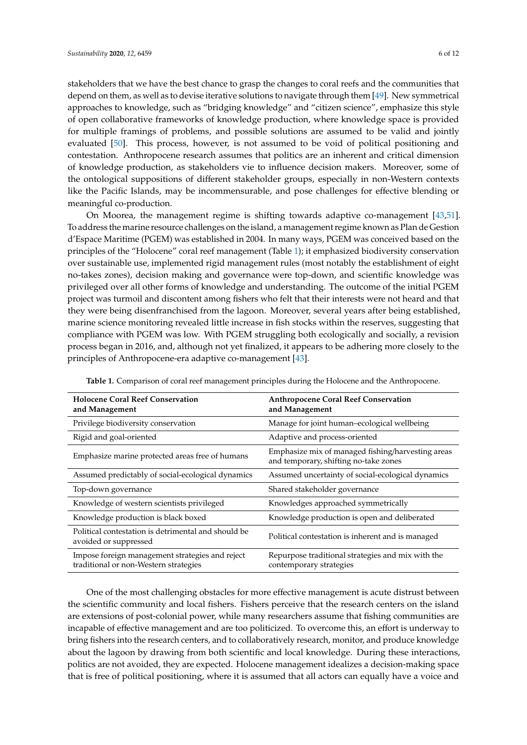stakeholders that we have the best chance to grasp the changes to coral reefs and the communities that depend on them, as well as to devise iterative solutions to navigate through them [49]. New symmetrical approaches to knowledge, such as "bridging knowledge" and "citizen science", emphasize this style of open collaborative frameworks of knowledge production, where knowledge space is provided for multiple framings of problems, and possible solutions are assumed to be valid and jointly evaluated [50]. This process, however, is not assumed to be void of political positioning and contestation. Anthropocene research assumes that politics are an inherent and critical dimension of knowledge production, as stakeholders vie to influence decision makers. Moreover, some of the ontological suppositions of different stakeholder groups, especially in non-Western contexts like the Pacific Islands, may be incommensurable, and pose challenges for effective blending or meaningful co-production.

On Moorea, the management regime is shifting towards adaptive co-management [43,51]. To address the marine resource challenges on the island, a management regime known as Plan de Gestion d'Espace Maritime (PGEM) was established in 2004. In many ways, PGEM was conceived based on the principles of the "Holocene" coral reef management (Table 1); it emphasized biodiversity conservation over sustainable use, implemented rigid management rules (most notably the establishment of eight no-takes zones), decision making and governance were top-down, and scientific knowledge was privileged over all other forms of knowledge and understanding. The outcome of the initial PGEM project was turmoil and discontent among fishers who felt that their interests were not heard and that they were being disenfranchised from the lagoon. Moreover, several years after being established, marine science monitoring revealed little increase in fish stocks within the reserves, suggesting that compliance with PGEM was low. With PGEM struggling both ecologically and socially, a revision process began in 2016, and, although not yet finalized, it appears to be adhering more closely to the principles of Anthropocene-era adaptive co-management [43].

**Table 1.** Comparison of coral reef management principles during the Holocene and the Anthropocene.

| Holocene Coral Reef Conservation and Management | Anthropocene Coral Reef Conservation and Management |
| --- | --- |
| Privilege biodiversity conservation | Manage for joint human–ecological wellbeing |
| Rigid and goal-oriented | Adaptive and process-oriented |
| Emphasize marine protected areas free of humans | Emphasize mix of managed fishing/harvesting areas and temporary, shifting no-take zones |
| Assumed predictably of social-ecological dynamics | Assumed uncertainty of social-ecological dynamics |
| Top-down governance | Shared stakeholder governance |
| Knowledge of western scientists privileged | Knowledges approached symmetrically |
| Knowledge production is black boxed | Knowledge production is open and deliberated |
| Political contestation is detrimental and should be avoided or suppressed | Political contestation is inherent and is managed |
| Impose foreign management strategies and reject traditional or non-Western strategies | Repurpose traditional strategies and mix with the contemporary strategies |

One of the most challenging obstacles for more effective management is acute distrust between the scientific community and local fishers. Fishers perceive that the research centers on the island are extensions of post-colonial power, while many researchers assume that fishing communities are incapable of effective management and are too politicized. To overcome this, an effort is underway to bring fishers into the research centers, and to collaboratively research, monitor, and produce knowledge about the lagoon by drawing from both scientific and local knowledge. During these interactions, politics are not avoided, they are expected. Holocene management idealizes a decision-making space that is free of political positioning, where it is assumed that all actors can equally have a voice and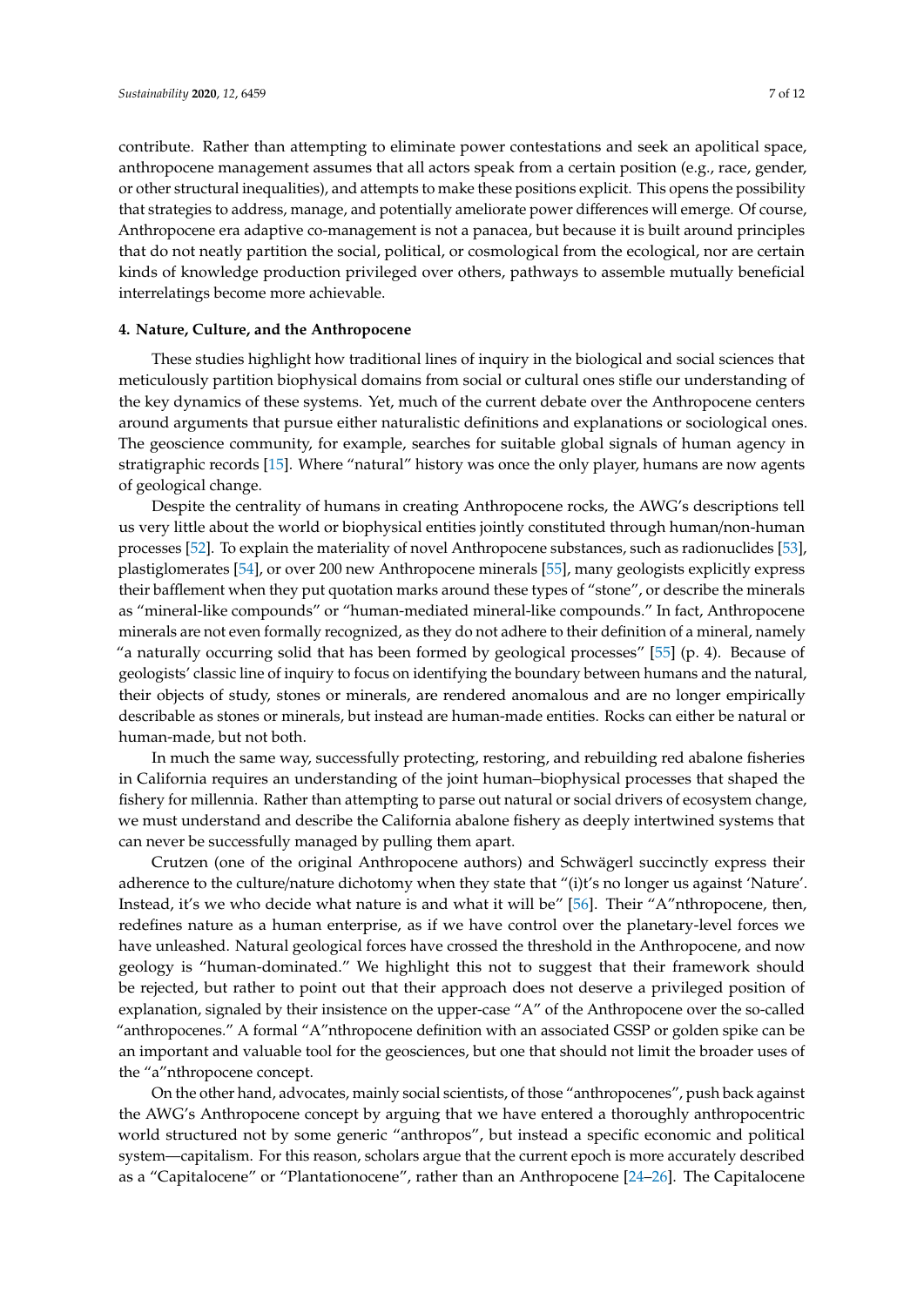contribute. Rather than attempting to eliminate power contestations and seek an apolitical space, anthropocene management assumes that all actors speak from a certain position (e.g., race, gender, or other structural inequalities), and attempts to make these positions explicit. This opens the possibility that strategies to address, manage, and potentially ameliorate power differences will emerge. Of course, Anthropocene era adaptive co-management is not a panacea, but because it is built around principles that do not neatly partition the social, political, or cosmological from the ecological, nor are certain kinds of knowledge production privileged over others, pathways to assemble mutually beneficial interrelatings become more achievable.

## 4. Nature, Culture, and the Anthropocene

These studies highlight how traditional lines of inquiry in the biological and social sciences that meticulously partition biophysical domains from social or cultural ones stifle our understanding of the key dynamics of these systems. Yet, much of the current debate over the Anthropocene centers around arguments that pursue either naturalistic definitions and explanations or sociological ones. The geoscience community, for example, searches for suitable global signals of human agency in stratigraphic records [15]. Where "natural" history was once the only player, humans are now agents of geological change.

Despite the centrality of humans in creating Anthropocene rocks, the AWG's descriptions tell us very little about the world or biophysical entities jointly constituted through human/non-human processes [52]. To explain the materiality of novel Anthropocene substances, such as radionuclides [53], plastiglomerates [54], or over 200 new Anthropocene minerals [55], many geologists explicitly express their bafflement when they put quotation marks around these types of "stone", or describe the minerals as "mineral-like compounds" or "human-mediated mineral-like compounds." In fact, Anthropocene minerals are not even formally recognized, as they do not adhere to their definition of a mineral, namely "a naturally occurring solid that has been formed by geological processes" [55] (p. 4). Because of geologists' classic line of inquiry to focus on identifying the boundary between humans and the natural, their objects of study, stones or minerals, are rendered anomalous and are no longer empirically describable as stones or minerals, but instead are human-made entities. Rocks can either be natural or human-made, but not both.

In much the same way, successfully protecting, restoring, and rebuilding red abalone fisheries in California requires an understanding of the joint human–biophysical processes that shaped the fishery for millennia. Rather than attempting to parse out natural or social drivers of ecosystem change, we must understand and describe the California abalone fishery as deeply intertwined systems that can never be successfully managed by pulling them apart.

Crutzen (one of the original Anthropocene authors) and Schwägerl succinctly express their adherence to the culture/nature dichotomy when they state that "(i)t's no longer us against 'Nature'. Instead, it's we who decide what nature is and what it will be" [56]. Their "A"nthropocene, then, redefines nature as a human enterprise, as if we have control over the planetary-level forces we have unleashed. Natural geological forces have crossed the threshold in the Anthropocene, and now geology is "human-dominated." We highlight this not to suggest that their framework should be rejected, but rather to point out that their approach does not deserve a privileged position of explanation, signaled by their insistence on the upper-case "A" of the Anthropocene over the so-called "anthropocenes." A formal "A"nthropocene definition with an associated GSSP or golden spike can be an important and valuable tool for the geosciences, but one that should not limit the broader uses of the "a"nthropocene concept.

On the other hand, advocates, mainly social scientists, of those "anthropocenes", push back against the AWG's Anthropocene concept by arguing that we have entered a thoroughly anthropocentric world structured not by some generic "anthropos", but instead a specific economic and political system—capitalism. For this reason, scholars argue that the current epoch is more accurately described as a "Capitalocene" or "Plantationocene", rather than an Anthropocene [24–26]. The Capitalocene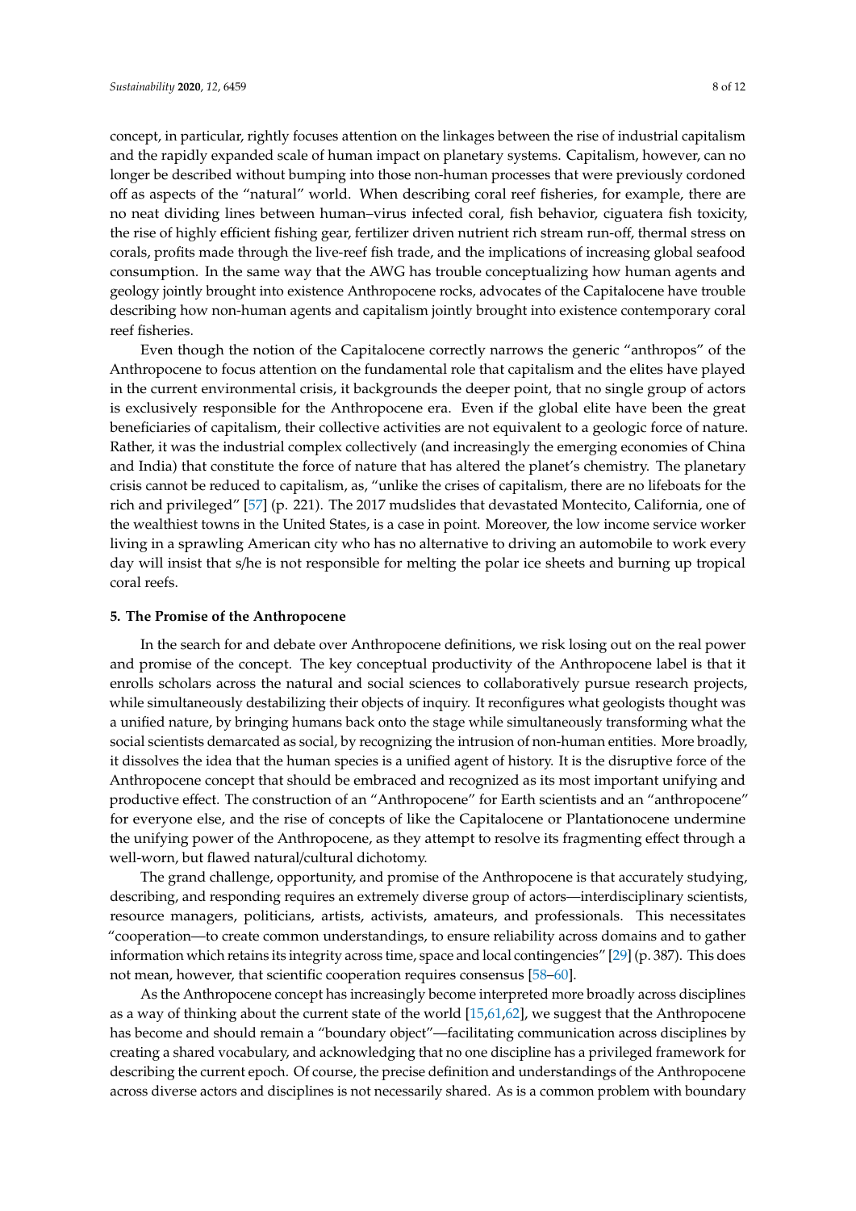concept, in particular, rightly focuses attention on the linkages between the rise of industrial capitalism and the rapidly expanded scale of human impact on planetary systems. Capitalism, however, can no longer be described without bumping into those non-human processes that were previously cordoned off as aspects of the "natural" world. When describing coral reef fisheries, for example, there are no neat dividing lines between human–virus infected coral, fish behavior, ciguatera fish toxicity, the rise of highly efficient fishing gear, fertilizer driven nutrient rich stream run-off, thermal stress on corals, profits made through the live-reef fish trade, and the implications of increasing global seafood consumption. In the same way that the AWG has trouble conceptualizing how human agents and geology jointly brought into existence Anthropocene rocks, advocates of the Capitalocene have trouble describing how non-human agents and capitalism jointly brought into existence contemporary coral reef fisheries.

Even though the notion of the Capitalocene correctly narrows the generic "anthropos" of the Anthropocene to focus attention on the fundamental role that capitalism and the elites have played in the current environmental crisis, it backgrounds the deeper point, that no single group of actors is exclusively responsible for the Anthropocene era. Even if the global elite have been the great beneficiaries of capitalism, their collective activities are not equivalent to a geologic force of nature. Rather, it was the industrial complex collectively (and increasingly the emerging economies of China and India) that constitute the force of nature that has altered the planet's chemistry. The planetary crisis cannot be reduced to capitalism, as, "unlike the crises of capitalism, there are no lifeboats for the rich and privileged" [57] (p. 221). The 2017 mudslides that devastated Montecito, California, one of the wealthiest towns in the United States, is a case in point. Moreover, the low income service worker living in a sprawling American city who has no alternative to driving an automobile to work every day will insist that s/he is not responsible for melting the polar ice sheets and burning up tropical coral reefs.

## 5. The Promise of the Anthropocene

In the search for and debate over Anthropocene definitions, we risk losing out on the real power and promise of the concept. The key conceptual productivity of the Anthropocene label is that it enrolls scholars across the natural and social sciences to collaboratively pursue research projects, while simultaneously destabilizing their objects of inquiry. It reconfigures what geologists thought was a unified nature, by bringing humans back onto the stage while simultaneously transforming what the social scientists demarcated as social, by recognizing the intrusion of non-human entities. More broadly, it dissolves the idea that the human species is a unified agent of history. It is the disruptive force of the Anthropocene concept that should be embraced and recognized as its most important unifying and productive effect. The construction of an "Anthropocene" for Earth scientists and an "anthropocene" for everyone else, and the rise of concepts of like the Capitalocene or Plantationocene undermine the unifying power of the Anthropocene, as they attempt to resolve its fragmenting effect through a well-worn, but flawed natural/cultural dichotomy.

The grand challenge, opportunity, and promise of the Anthropocene is that accurately studying, describing, and responding requires an extremely diverse group of actors—interdisciplinary scientists, resource managers, politicians, artists, activists, amateurs, and professionals. This necessitates "cooperation—to create common understandings, to ensure reliability across domains and to gather information which retains its integrity across time, space and local contingencies" [29] (p. 387). This does not mean, however, that scientific cooperation requires consensus [58–60].

As the Anthropocene concept has increasingly become interpreted more broadly across disciplines as a way of thinking about the current state of the world [15,61,62], we suggest that the Anthropocene has become and should remain a "boundary object"—facilitating communication across disciplines by creating a shared vocabulary, and acknowledging that no one discipline has a privileged framework for describing the current epoch. Of course, the precise definition and understandings of the Anthropocene across diverse actors and disciplines is not necessarily shared. As is a common problem with boundary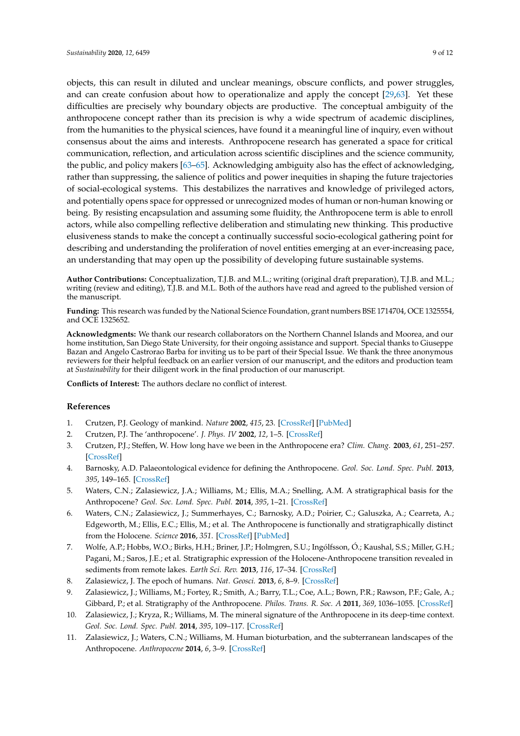objects, this can result in diluted and unclear meanings, obscure conflicts, and power struggles, and can create confusion about how to operationalize and apply the concept [29,63]. Yet these difficulties are precisely why boundary objects are productive. The conceptual ambiguity of the anthropocene concept rather than its precision is why a wide spectrum of academic disciplines, from the humanities to the physical sciences, have found it a meaningful line of inquiry, even without consensus about the aims and interests. Anthropocene research has generated a space for critical communication, reflection, and articulation across scientific disciplines and the science community, the public, and policy makers [63–65]. Acknowledging ambiguity also has the effect of acknowledging, rather than suppressing, the salience of politics and power inequities in shaping the future trajectories of social-ecological systems. This destabilizes the narratives and knowledge of privileged actors, and potentially opens space for oppressed or unrecognized modes of human or non-human knowing or being. By resisting encapsulation and assuming some fluidity, the Anthropocene term is able to enroll actors, while also compelling reflective deliberation and stimulating new thinking. This productive elusiveness stands to make the concept a continually successful socio-ecological gathering point for describing and understanding the proliferation of novel entities emerging at an ever-increasing pace, an understanding that may open up the possibility of developing future sustainable systems.

**Author Contributions:** Conceptualization, T.J.B. and M.L.; writing (original draft preparation), T.J.B. and M.L.; writing (review and editing), T.J.B. and M.L. Both of the authors have read and agreed to the published version of the manuscript.

**Funding:** This research was funded by the National Science Foundation, grant numbers BSE 1714704, OCE 1325554, and OCE 1325652.

**Acknowledgments:** We thank our research collaborators on the Northern Channel Islands and Moorea, and our home institution, San Diego State University, for their ongoing assistance and support. Special thanks to Giuseppe Bazan and Angelo Castrorao Barba for inviting us to be part of their Special Issue. We thank the three anonymous reviewers for their helpful feedback on an earlier version of our manuscript, and the editors and production team at *Sustainability* for their diligent work in the final production of our manuscript.

**Conflicts of Interest:** The authors declare no conflict of interest.

## References

1. Crutzen, P.J. Geology of mankind. *Nature* **2002**, *415*, 23. [CrossRef] [PubMed]
2. Crutzen, P.J. The 'anthropocene'. *J. Phys. IV* **2002**, *12*, 1–5. [CrossRef]
3. Crutzen, P.J.; Steffen, W. How long have we been in the Anthropocene era? *Clim. Chang.* **2003**, *61*, 251–257. [CrossRef]
4. Barnosky, A.D. Palaeontological evidence for defining the Anthropocene. *Geol. Soc. Lond. Spec. Publ.* **2013**, *395*, 149–165. [CrossRef]
5. Waters, C.N.; Zalasiewicz, J.A.; Williams, M.; Ellis, M.A.; Snelling, A.M. A stratigraphical basis for the Anthropocene? *Geol. Soc. Lond. Spec. Publ.* **2014**, *395*, 1–21. [CrossRef]
6. Waters, C.N.; Zalasiewicz, J.; Summerhayes, C.; Barnosky, A.D.; Poirier, C.; Galuszka, A.; Cearreta, A.; Edgeworth, M.; Ellis, E.C.; Ellis, M.; et al. The Anthropocene is functionally and stratigraphically distinct from the Holocene. *Science* **2016**, *351*. [CrossRef] [PubMed]
7. Wolfe, A.P.; Hobbs, W.O.; Birks, H.H.; Briner, J.P.; Holmgren, S.U.; Ingólfsson, Ó.; Kaushal, S.S.; Miller, G.H.; Pagani, M.; Saros, J.E.; et al. Stratigraphic expression of the Holocene-Anthropocene transition revealed in sediments from remote lakes. *Earth Sci. Rev.* **2013**, *116*, 17–34. [CrossRef]
8. Zalasiewicz, J. The epoch of humans. *Nat. Geosci.* **2013**, *6*, 8–9. [CrossRef]
9. Zalasiewicz, J.; Williams, M.; Fortey, R.; Smith, A.; Barry, T.L.; Coe, A.L.; Bown, P.R.; Rawson, P.F.; Gale, A.; Gibbard, P.; et al. Stratigraphy of the Anthropocene. *Philos. Trans. R. Soc. A* **2011**, *369*, 1036–1055. [CrossRef]
10. Zalasiewicz, J.; Kryza, R.; Williams, M. The mineral signature of the Anthropocene in its deep-time context. *Geol. Soc. Lond. Spec. Publ.* **2014**, *395*, 109–117. [CrossRef]
11. Zalasiewicz, J.; Waters, C.N.; Williams, M. Human bioturbation, and the subterranean landscapes of the Anthropocene. *Anthropocene* **2014**, *6*, 3–9. [CrossRef]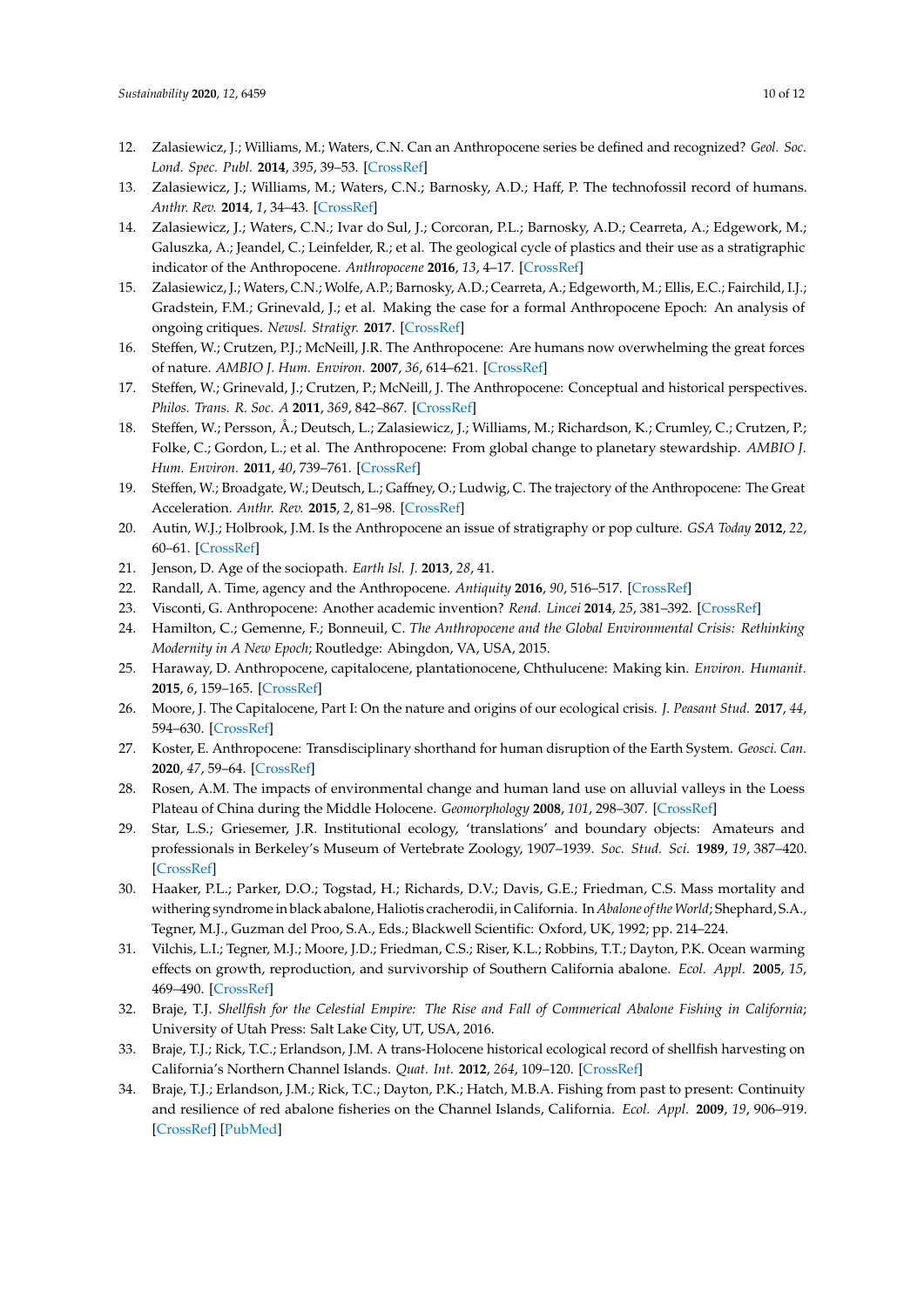12. Zalasiewicz, J.; Williams, M.; Waters, C.N. Can an Anthropocene series be defined and recognized? *Geol. Soc. Lond. Spec. Publ.* **2014**, *395*, 39–53. [CrossRef]
13. Zalasiewicz, J.; Williams, M.; Waters, C.N.; Barnosky, A.D.; Haff, P. The technofossil record of humans. *Anthr. Rev.* **2014**, *1*, 34–43. [CrossRef]
14. Zalasiewicz, J.; Waters, C.N.; Ivar do Sul, J.; Corcoran, P.L.; Barnosky, A.D.; Cearreta, A.; Edgework, M.; Galuszka, A.; Jeandel, C.; Leinfelder, R.; et al. The geological cycle of plastics and their use as a stratigraphic indicator of the Anthropocene. *Anthropocene* **2016**, *13*, 4–17. [CrossRef]
15. Zalasiewicz, J.; Waters, C.N.; Wolfe, A.P.; Barnosky, A.D.; Cearreta, A.; Edgeworth, M.; Ellis, E.C.; Fairchild, I.J.; Gradstein, F.M.; Grinevald, J.; et al. Making the case for a formal Anthropocene Epoch: An analysis of ongoing critiques. *Newsl. Stratigr.* **2017**. [CrossRef]
16. Steffen, W.; Crutzen, P.J.; McNeill, J.R. The Anthropocene: Are humans now overwhelming the great forces of nature. *AMBIO J. Hum. Environ.* **2007**, *36*, 614–621. [CrossRef]
17. Steffen, W.; Grinevald, J.; Crutzen, P.; McNeill, J. The Anthropocene: Conceptual and historical perspectives. *Philos. Trans. R. Soc. A* **2011**, *369*, 842–867. [CrossRef]
18. Steffen, W.; Persson, Å.; Deutsch, L.; Zalasiewicz, J.; Williams, M.; Richardson, K.; Crumley, C.; Crutzen, P.; Folke, C.; Gordon, L.; et al. The Anthropocene: From global change to planetary stewardship. *AMBIO J. Hum. Environ.* **2011**, *40*, 739–761. [CrossRef]
19. Steffen, W.; Broadgate, W.; Deutsch, L.; Gaffney, O.; Ludwig, C. The trajectory of the Anthropocene: The Great Acceleration. *Anthr. Rev.* **2015**, *2*, 81–98. [CrossRef]
20. Autin, W.J.; Holbrook, J.M. Is the Anthropocene an issue of stratigraphy or pop culture. *GSA Today* **2012**, *22*, 60–61. [CrossRef]
21. Jenson, D. Age of the sociopath. *Earth Isl. J.* **2013**, *28*, 41.
22. Randall, A. Time, agency and the Anthropocene. *Antiquity* **2016**, *90*, 516–517. [CrossRef]
23. Visconti, G. Anthropocene: Another academic invention? *Rend. Lincei* **2014**, *25*, 381–392. [CrossRef]
24. Hamilton, C.; Gemenne, F.; Bonneuil, C. *The Anthropocene and the Global Environmental Crisis: Rethinking Modernity in A New Epoch*; Routledge: Abingdon, VA, USA, 2015.
25. Haraway, D. Anthropocene, capitalocene, plantationocene, Chthulucene: Making kin. *Environ. Humanit.* **2015**, *6*, 159–165. [CrossRef]
26. Moore, J. The Capitalocene, Part I: On the nature and origins of our ecological crisis. *J. Peasant Stud.* **2017**, *44*, 594–630. [CrossRef]
27. Koster, E. Anthropocene: Transdisciplinary shorthand for human disruption of the Earth System. *Geosci. Can.* **2020**, *47*, 59–64. [CrossRef]
28. Rosen, A.M. The impacts of environmental change and human land use on alluvial valleys in the Loess Plateau of China during the Middle Holocene. *Geomorphology* **2008**, *101*, 298–307. [CrossRef]
29. Star, L.S.; Griesemer, J.R. Institutional ecology, 'translations' and boundary objects: Amateurs and professionals in Berkeley's Museum of Vertebrate Zoology, 1907–1939. *Soc. Stud. Sci.* **1989**, *19*, 387–420. [CrossRef]
30. Haaker, P.L.; Parker, D.O.; Togstad, H.; Richards, D.V.; Davis, G.E.; Friedman, C.S. Mass mortality and withering syndrome in black abalone, Haliotis cracherodii, in California. In *Abalone of the World*; Shephard, S.A., Tegner, M.J., Guzman del Proo, S.A., Eds.; Blackwell Scientific: Oxford, UK, 1992; pp. 214–224.
31. Vilchis, L.I.; Tegner, M.J.; Moore, J.D.; Friedman, C.S.; Riser, K.L.; Robbins, T.T.; Dayton, P.K. Ocean warming effects on growth, reproduction, and survivorship of Southern California abalone. *Ecol. Appl.* **2005**, *15*, 469–490. [CrossRef]
32. Braje, T.J. *Shellfish for the Celestial Empire: The Rise and Fall of Commerical Abalone Fishing in California*; University of Utah Press: Salt Lake City, UT, USA, 2016.
33. Braje, T.J.; Rick, T.C.; Erlandson, J.M. A trans-Holocene historical ecological record of shellfish harvesting on California's Northern Channel Islands. *Quat. Int.* **2012**, *264*, 109–120. [CrossRef]
34. Braje, T.J.; Erlandson, J.M.; Rick, T.C.; Dayton, P.K.; Hatch, M.B.A. Fishing from past to present: Continuity and resilience of red abalone fisheries on the Channel Islands, California. *Ecol. Appl.* **2009**, *19*, 906–919. [CrossRef] [PubMed]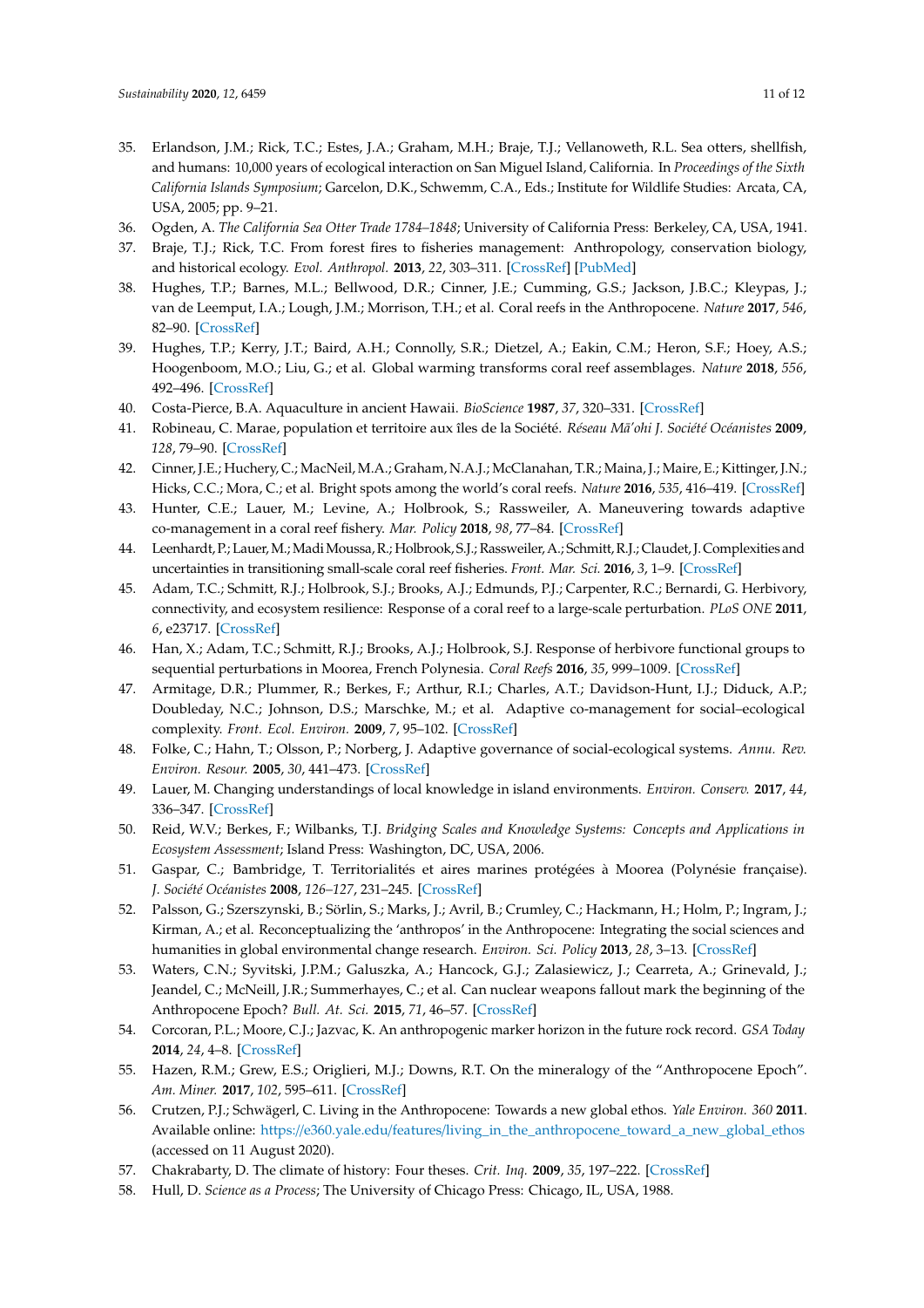35. Erlandson, J.M.; Rick, T.C.; Estes, J.A.; Graham, M.H.; Braje, T.J.; Vellanoweth, R.L. Sea otters, shellfish, and humans: 10,000 years of ecological interaction on San Miguel Island, California. In *Proceedings of the Sixth California Islands Symposium*; Garcelon, D.K., Schwemm, C.A., Eds.; Institute for Wildlife Studies: Arcata, CA, USA, 2005; pp. 9–21.
36. Ogden, A. *The California Sea Otter Trade 1784–1848*; University of California Press: Berkeley, CA, USA, 1941.
37. Braje, T.J.; Rick, T.C. From forest fires to fisheries management: Anthropology, conservation biology, and historical ecology. *Evol. Anthropol.* **2013**, *22*, 303–311. [CrossRef] [PubMed]
38. Hughes, T.P.; Barnes, M.L.; Bellwood, D.R.; Cinner, J.E.; Cumming, G.S.; Jackson, J.B.C.; Kleypas, J.; van de Leemput, I.A.; Lough, J.M.; Morrison, T.H.; et al. Coral reefs in the Anthropocene. *Nature* **2017**, *546*, 82–90. [CrossRef]
39. Hughes, T.P.; Kerry, J.T.; Baird, A.H.; Connolly, S.R.; Dietzel, A.; Eakin, C.M.; Heron, S.F.; Hoey, A.S.; Hoogenboom, M.O.; Liu, G.; et al. Global warming transforms coral reef assemblages. *Nature* **2018**, *556*, 492–496. [CrossRef]
40. Costa-Pierce, B.A. Aquaculture in ancient Hawaii. *BioScience* **1987**, *37*, 320–331. [CrossRef]
41. Robineau, C. Marae, population et territoire aux îles de la Société. *Réseau Mā'ohi J. Société Océanistes* **2009**, *128*, 79–90. [CrossRef]
42. Cinner, J.E.; Huchery, C.; MacNeil, M.A.; Graham, N.A.J.; McClanahan, T.R.; Maina, J.; Maire, E.; Kittinger, J.N.; Hicks, C.C.; Mora, C.; et al. Bright spots among the world's coral reefs. *Nature* **2016**, *535*, 416–419. [CrossRef]
43. Hunter, C.E.; Lauer, M.; Levine, A.; Holbrook, S.; Rassweiler, A. Maneuvering towards adaptive co-management in a coral reef fishery. *Mar. Policy* **2018**, *98*, 77–84. [CrossRef]
44. Leenhardt, P.; Lauer, M.; Madi Moussa, R.; Holbrook, S.J.; Rassweiler, A.; Schmitt, R.J.; Claudet, J. Complexities and uncertainties in transitioning small-scale coral reef fisheries. *Front. Mar. Sci.* **2016**, *3*, 1–9. [CrossRef]
45. Adam, T.C.; Schmitt, R.J.; Holbrook, S.J.; Brooks, A.J.; Edmunds, P.J.; Carpenter, R.C.; Bernardi, G. Herbivory, connectivity, and ecosystem resilience: Response of a coral reef to a large-scale perturbation. *PLoS ONE* **2011**, *6*, e23717. [CrossRef]
46. Han, X.; Adam, T.C.; Schmitt, R.J.; Brooks, A.J.; Holbrook, S.J. Response of herbivore functional groups to sequential perturbations in Moorea, French Polynesia. *Coral Reefs* **2016**, *35*, 999–1009. [CrossRef]
47. Armitage, D.R.; Plummer, R.; Berkes, F.; Arthur, R.I.; Charles, A.T.; Davidson-Hunt, I.J.; Diduck, A.P.; Doubleday, N.C.; Johnson, D.S.; Marschke, M.; et al. Adaptive co-management for social–ecological complexity. *Front. Ecol. Environ.* **2009**, *7*, 95–102. [CrossRef]
48. Folke, C.; Hahn, T.; Olsson, P.; Norberg, J. Adaptive governance of social-ecological systems. *Annu. Rev. Environ. Resour.* **2005**, *30*, 441–473. [CrossRef]
49. Lauer, M. Changing understandings of local knowledge in island environments. *Environ. Conserv.* **2017**, *44*, 336–347. [CrossRef]
50. Reid, W.V.; Berkes, F.; Wilbanks, T.J. *Bridging Scales and Knowledge Systems: Concepts and Applications in Ecosystem Assessment*; Island Press: Washington, DC, USA, 2006.
51. Gaspar, C.; Bambridge, T. Territorialités et aires marines protégées à Moorea (Polynésie française). *J. Société Océanistes* **2008**, *126–127*, 231–245. [CrossRef]
52. Palsson, G.; Szerszynski, B.; Sörlin, S.; Marks, J.; Avril, B.; Crumley, C.; Hackmann, H.; Holm, P.; Ingram, J.; Kirman, A.; et al. Reconceptualizing the 'anthropos' in the Anthropocene: Integrating the social sciences and humanities in global environmental change research. *Environ. Sci. Policy* **2013**, *28*, 3–13. [CrossRef]
53. Waters, C.N.; Syvitski, J.P.M.; Galuszka, A.; Hancock, G.J.; Zalasiewicz, J.; Cearreta, A.; Grinevald, J.; Jeandel, C.; McNeill, J.R.; Summerhayes, C.; et al. Can nuclear weapons fallout mark the beginning of the Anthropocene Epoch? *Bull. At. Sci.* **2015**, *71*, 46–57. [CrossRef]
54. Corcoran, P.L.; Moore, C.J.; Jazvac, K. An anthropogenic marker horizon in the future rock record. *GSA Today* **2014**, *24*, 4–8. [CrossRef]
55. Hazen, R.M.; Grew, E.S.; Origlieri, M.J.; Downs, R.T. On the mineralogy of the "Anthropocene Epoch". *Am. Miner.* **2017**, *102*, 595–611. [CrossRef]
56. Crutzen, P.J.; Schwägerl, C. Living in the Anthropocene: Towards a new global ethos. *Yale Environ. 360* **2011**. Available online: https://e360.yale.edu/features/living_in_the_anthropocene_toward_a_new_global_ethos (accessed on 11 August 2020).
57. Chakrabarty, D. The climate of history: Four theses. *Crit. Inq.* **2009**, *35*, 197–222. [CrossRef]
58. Hull, D. *Science as a Process*; The University of Chicago Press: Chicago, IL, USA, 1988.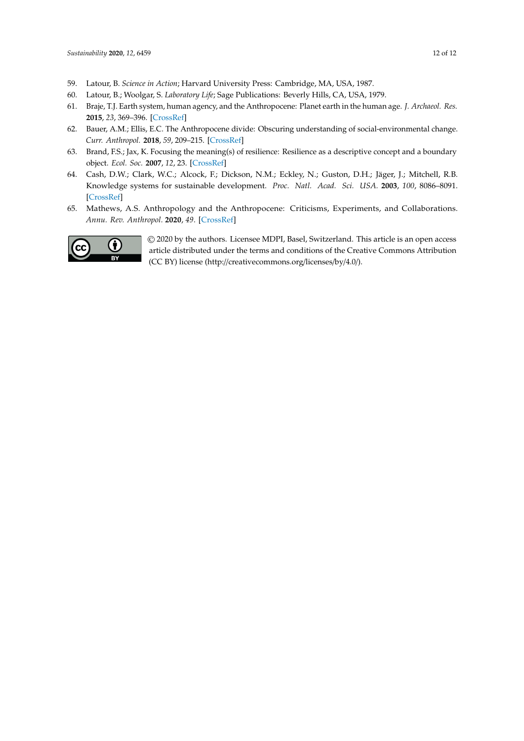59. Latour, B. *Science in Action*; Harvard University Press: Cambridge, MA, USA, 1987.
60. Latour, B.; Woolgar, S. *Laboratory Life*; Sage Publications: Beverly Hills, CA, USA, 1979.
61. Braje, T.J. Earth system, human agency, and the Anthropocene: Planet earth in the human age. *J. Archaeol. Res.* **2015**, *23*, 369–396. [CrossRef]
62. Bauer, A.M.; Ellis, E.C. The Anthropocene divide: Obscuring understanding of social-environmental change. *Curr. Anthropol.* **2018**, *59*, 209–215. [CrossRef]
63. Brand, F.S.; Jax, K. Focusing the meaning(s) of resilience: Resilience as a descriptive concept and a boundary object. *Ecol. Soc.* **2007**, *12*, 23. [CrossRef]
64. Cash, D.W.; Clark, W.C.; Alcock, F.; Dickson, N.M.; Eckley, N.; Guston, D.H.; Jäger, J.; Mitchell, R.B. Knowledge systems for sustainable development. *Proc. Natl. Acad. Sci. USA.* **2003**, *100*, 8086–8091. [CrossRef]
65. Mathews, A.S. Anthropology and the Anthropocene: Criticisms, Experiments, and Collaborations. *Annu. Rev. Anthropol.* **2020**, *49*. [CrossRef]

© 2020 by the authors. Licensee MDPI, Basel, Switzerland. This article is an open access article distributed under the terms and conditions of the Creative Commons Attribution (CC BY) license (http://creativecommons.org/licenses/by/4.0/).